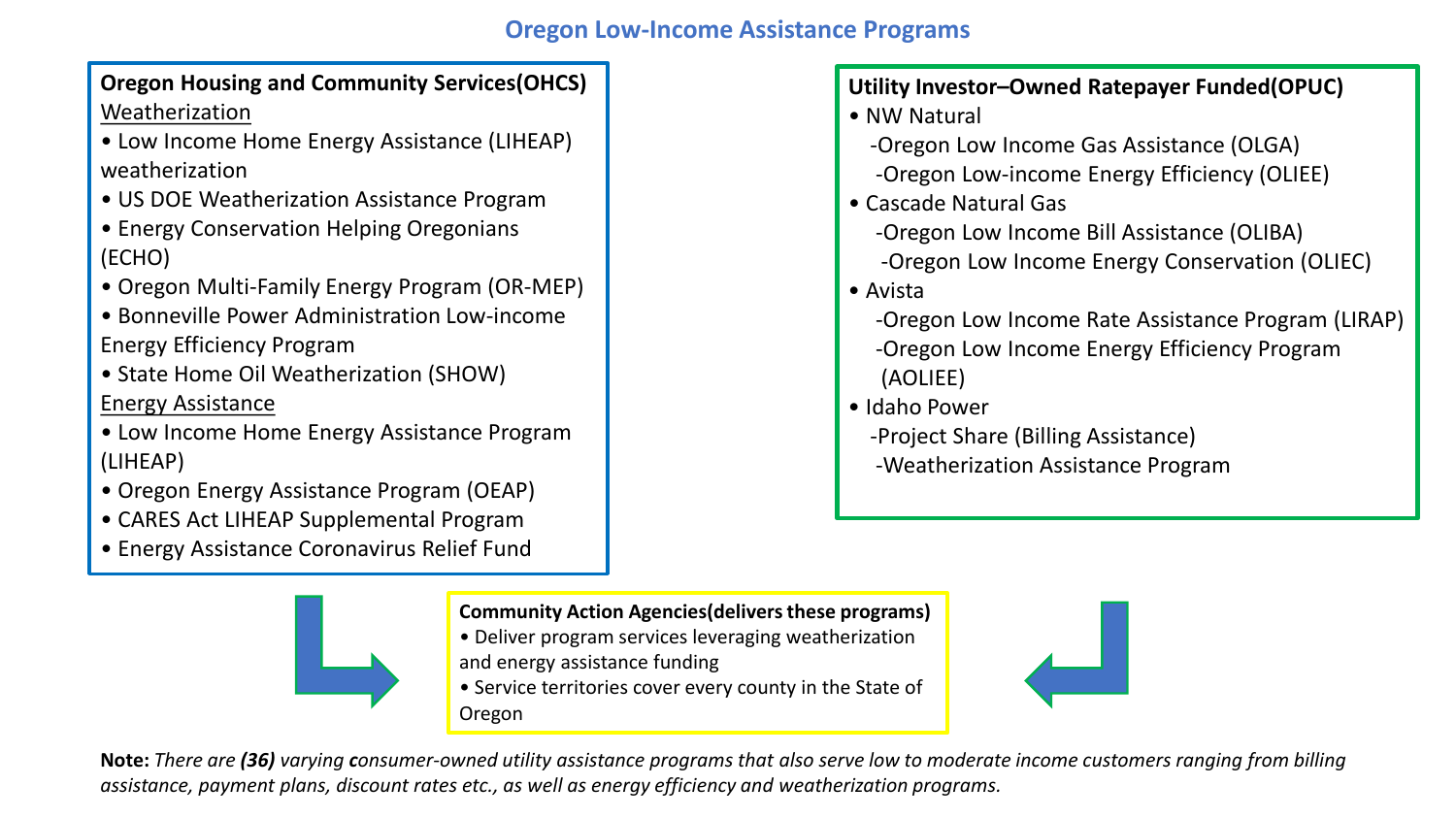# Oregon Low-Income Assistance Programs

**Oregon Housing and Community Services(OHCS)**

Weatherization

- Low Income Home Energy Assistance (LIHEAP) weatherization
- US DOE Weatherization Assistance Program
- Energy Conservation Helping Oregonians (ECHO)
- Oregon Multi-Family Energy Program (OR-MEP)
- Bonneville Power Administration Low-income Energy Efficiency Program
- State Home Oil Weatherization (SHOW)

Energy Assistance

- Low Income Home Energy Assistance Program (LIHEAP)
- Oregon Energy Assistance Program (OEAP)
- CARES Act LIHEAP Supplemental Program
- Energy Assistance Coronavirus Relief Fund

**Utility Investor–Owned Ratepayer Funded(OPUC)**

- NW Natural
  - -Oregon Low Income Gas Assistance (OLGA)
  - -Oregon Low-income Energy Efficiency (OLIEE)
- Cascade Natural Gas
  - -Oregon Low Income Bill Assistance (OLIBA)
  - -Oregon Low Income Energy Conservation (OLIEC)
- Avista
  - -Oregon Low Income Rate Assistance Program (LIRAP)
  - -Oregon Low Income Energy Efficiency Program (AOLIEE)
- Idaho Power
  - -Project Share (Billing Assistance)
  - -Weatherization Assistance Program

**Community Action Agencies(delivers these programs)**

- Deliver program services leveraging weatherization and energy assistance funding
- Service territories cover every county in the State of Oregon

**Note:** *There are **(36)** varying **c**onsumer-owned utility assistance programs that also serve low to moderate income customers ranging from billing assistance, payment plans, discount rates etc., as well as energy efficiency and weatherization programs.*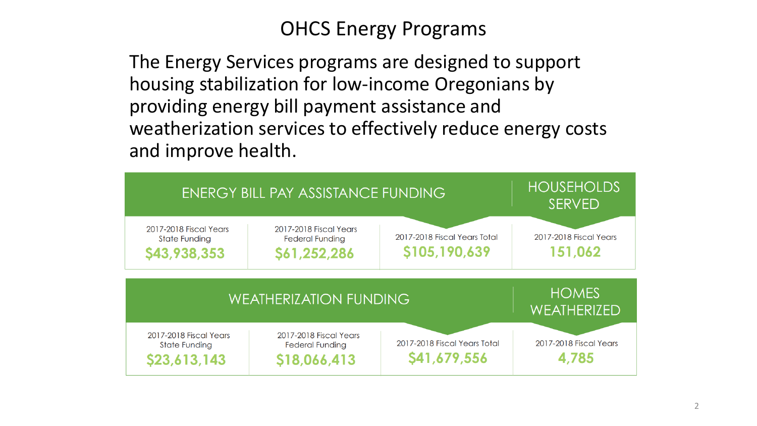# OHCS Energy Programs

The Energy Services programs are designed to support housing stabilization for low-income Oregonians by providing energy bill payment assistance and weatherization services to effectively reduce energy costs and improve health.

| ENERGY BILL PAY ASSISTANCE FUNDING | | | HOUSEHOLDS SERVED |
|---|---|---|---|
| 2017-2018 Fiscal Years State Funding | 2017-2018 Fiscal Years Federal Funding | 2017-2018 Fiscal Years Total | 2017-2018 Fiscal Years |
| $43,938,353 | $61,252,286 | $105,190,639 | 151,062 |

| WEATHERIZATION FUNDING | | | HOMES WEATHERIZED |
|---|---|---|---|
| 2017-2018 Fiscal Years State Funding | 2017-2018 Fiscal Years Federal Funding | 2017-2018 Fiscal Years Total | 2017-2018 Fiscal Years |
| $23,613,143 | $18,066,413 | $41,679,556 | 4,785 |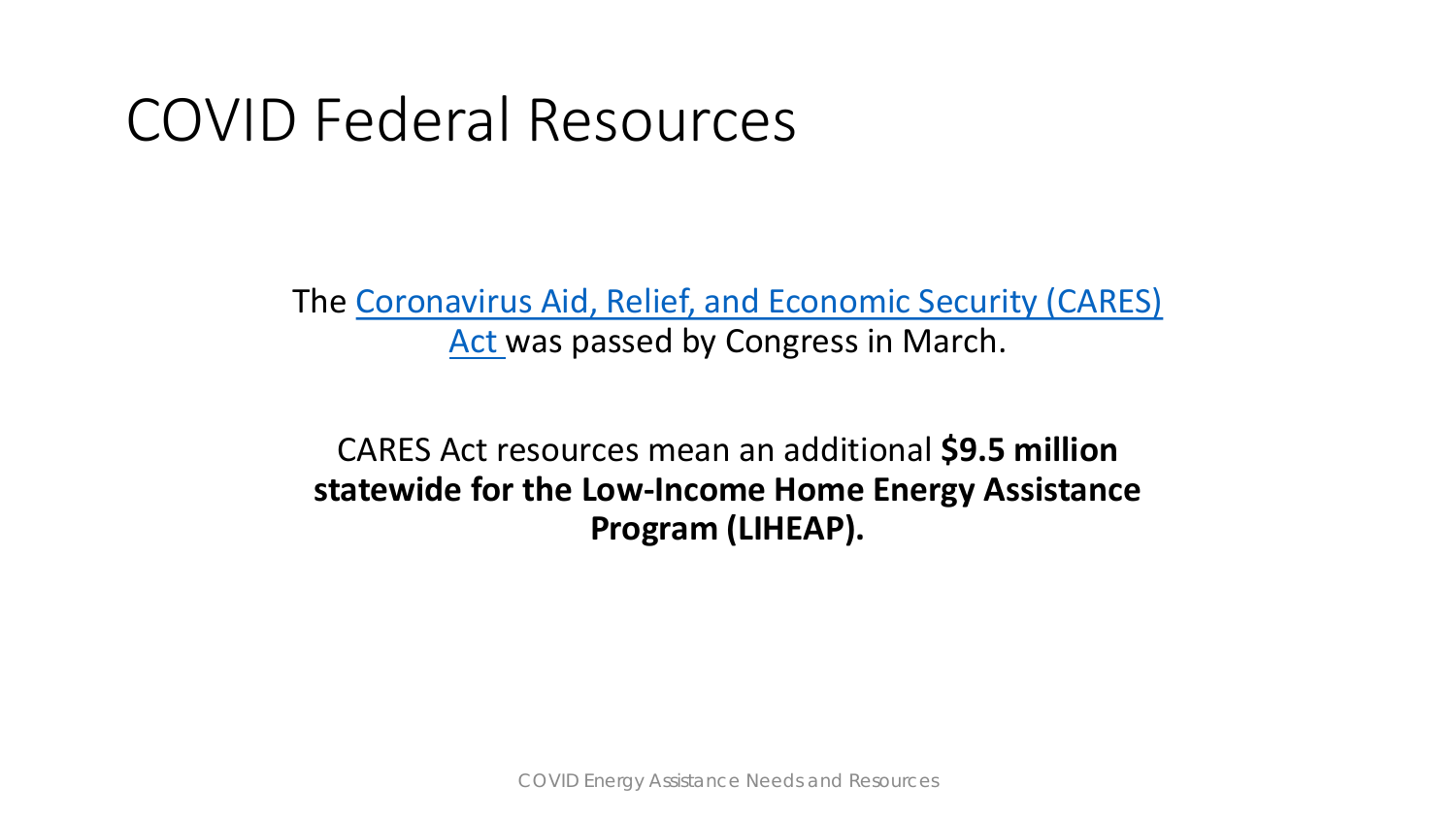# COVID Federal Resources

The Coronavirus Aid, Relief, and Economic Security (CARES) Act was passed by Congress in March.

CARES Act resources mean an additional **$9.5 million statewide for the Low-Income Home Energy Assistance Program (LIHEAP).**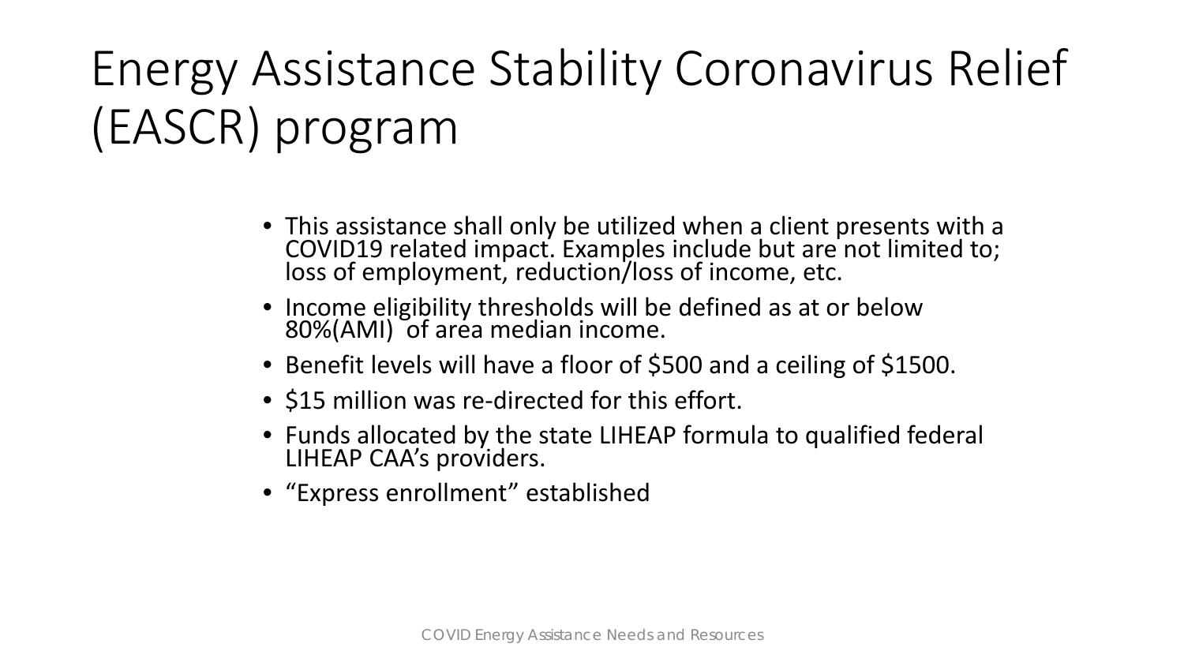# Energy Assistance Stability Coronavirus Relief (EASCR) program

- This assistance shall only be utilized when a client presents with a COVID19 related impact. Examples include but are not limited to; loss of employment, reduction/loss of income, etc.
- Income eligibility thresholds will be defined as at or below 80%(AMI) of area median income.
- Benefit levels will have a floor of $500 and a ceiling of $1500.
- $15 million was re-directed for this effort.
- Funds allocated by the state LIHEAP formula to qualified federal LIHEAP CAA's providers.
- "Express enrollment" established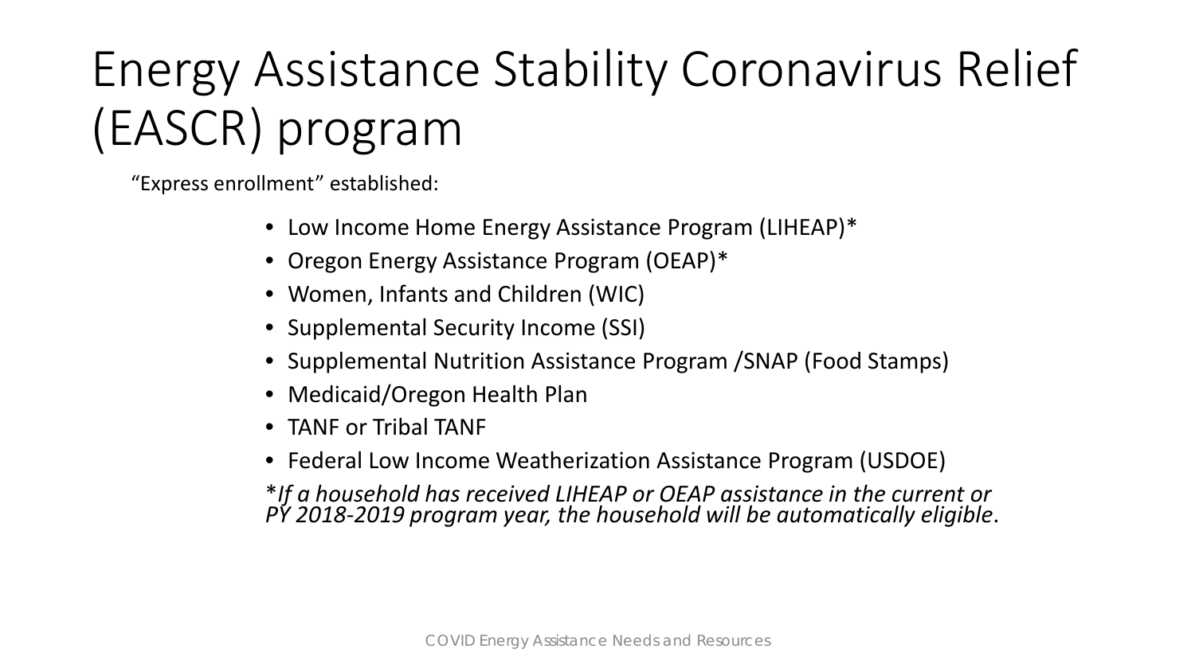# Energy Assistance Stability Coronavirus Relief (EASCR) program

"Express enrollment" established:

- Low Income Home Energy Assistance Program (LIHEAP)*
- Oregon Energy Assistance Program (OEAP)*
- Women, Infants and Children (WIC)
- Supplemental Security Income (SSI)
- Supplemental Nutrition Assistance Program /SNAP (Food Stamps)
- Medicaid/Oregon Health Plan
- TANF or Tribal TANF
- Federal Low Income Weatherization Assistance Program (USDOE)

*\*If a household has received LIHEAP or OEAP assistance in the current or PY 2018-2019 program year, the household will be automatically eligible*.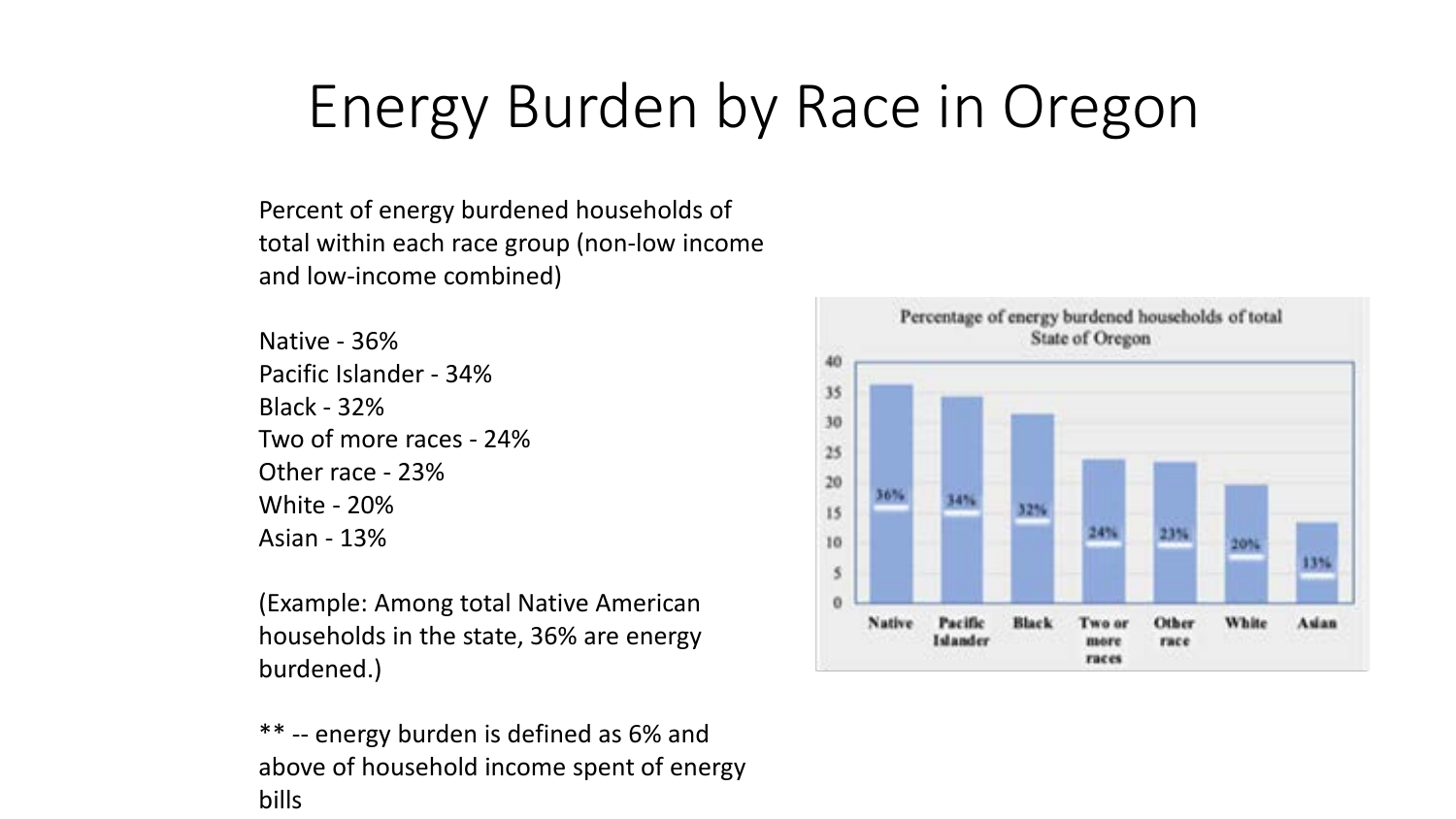# Energy Burden by Race in Oregon

Percent of energy burdened households of total within each race group (non-low income and low-income combined)

Native - 36%
Pacific Islander - 34%
Black - 32%
Two of more races - 24%
Other race - 23%
White - 20%
Asian - 13%

(Example: Among total Native American households in the state, 36% are energy burdened.)

** -- energy burden is defined as 6% and above of household income spent of energy bills

Percentage of energy burdened households of total
State of Oregon

| Native | Pacific Islander | Black | Two or more races | Other race | White | Asian |
|---|---|---|---|---|---|---|
| 36% | 34% | 32% | 24% | 23% | 20% | 13% |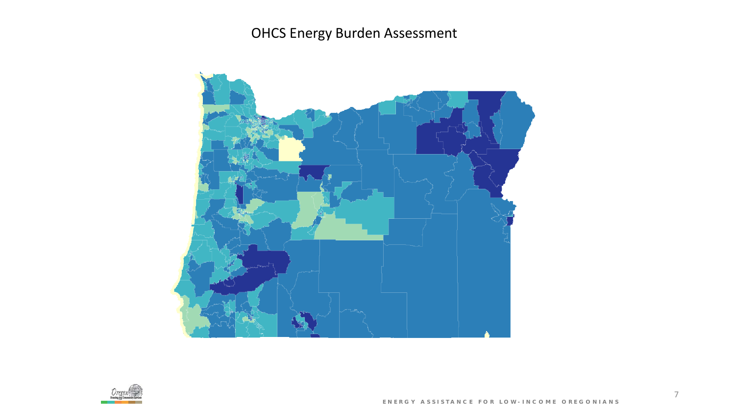# OHCS Energy Burden Assessment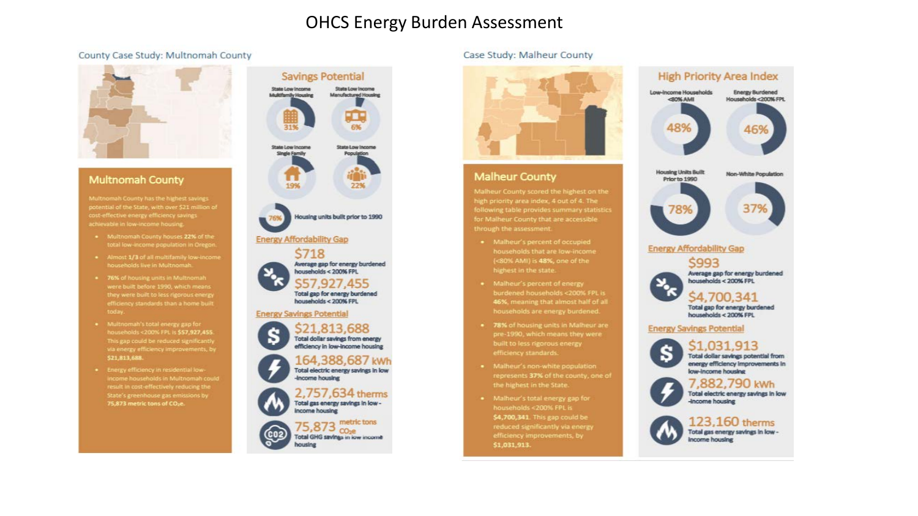# OHCS Energy Burden Assessment

## County Case Study: Multnomah County

### Multnomah County

Multnomah County has the highest savings potential of the State, with over $21 million of cost-effective energy efficiency savings achievable in low-income housing.

- Multnomah County houses **22%** of the total low-income population in Oregon.
- Almost **1/3** of all multifamily low-income households live in Multnomah.
- **76%** of housing units in Multnomah were built before 1990, which means they were built to less rigorous energy efficiency standards than a home built today.
- Multnomah's total energy gap for households <200% FPL is **$57,927,455**. This gap could be reduced significantly via energy efficiency improvements, by **$21,813,688**.
- Energy efficiency in residential low-income households in Multnomah could result in cost-effectively reducing the State's greenhouse gas emissions by **75,873 metric tons of $CO_2e$**.

### Savings Potential

State Low Income Multifamily Housing
31%

State Low Income Manufactured Housing
6%

State Low Income Single Family
19%

State Low Income Population
22%

76%
Housing units built prior to 1990

**Energy Affordability Gap**

$718
Average gap for energy burdened households < 200% FPL

$57,927,455
Total gap for energy burdened households < 200% FPL

**Energy Savings Potential**

$21,813,688
Total dollar savings from energy efficiency in low-income housing

164,388,687 kWh
Total electric energy savings in low -income housing

2,757,634 therms
Total gas energy savings in low -income housing

75,873 metric tons $CO_2e$
Total GHG savings in low income housing

## Case Study: Malheur County

### Malheur County

Malheur County scored the highest on the high priority area index, 4 out of 4. The following table provides summary statistics for Malheur County that are accessible through the assessment.

- Malheur's percent of occupied households that are low-income (<80% AMI) is **48%**, one of the highest in the state.
- Malheur's percent of energy burdened households <200% FPL is **46%**, meaning that almost half of all households are energy burdened.
- **78%** of housing units in Malheur are pre-1990, which means they were built to less rigorous energy efficiency standards.
- Malheur's non-white population represents **37%** of the county, one of the highest in the State.
- Malheur's total energy gap for households <200% FPL is **$4,700,341**. This gap could be reduced significantly via energy efficiency improvements, by **$1,031,913**.

### High Priority Area Index

Low-Income Households <80% AMI
48%

Energy Burdened Households <200% FPL
46%

Housing Units Built Prior to 1990
78%

Non-White Population
37%

**Energy Affordability Gap**

$993
Average gap for energy burdened households < 200% FPL

$4,700,341
Total gap for energy burdened households < 200% FPL

**Energy Savings Potential**

$1,031,913
Total dollar savings potential from energy efficiency improvements in low-income housing

7,882,790 kWh
Total electric energy savings in low -income housing

123,160 therms
Total gas energy savings in low -income housing